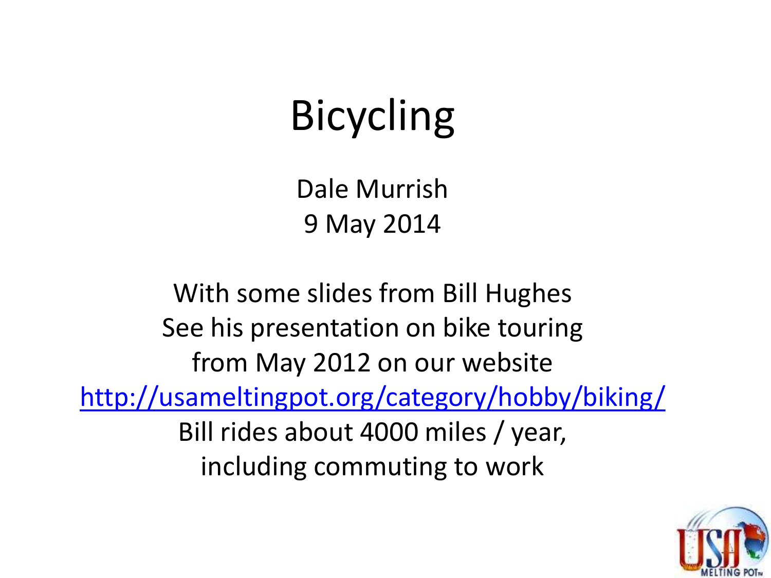# Bicycling

Dale Murrish
9 May 2014

With some slides from Bill Hughes
See his presentation on bike touring from May 2012 on our website
http://usameltingpot.org/category/hobby/biking/
Bill rides about 4000 miles / year, including commuting to work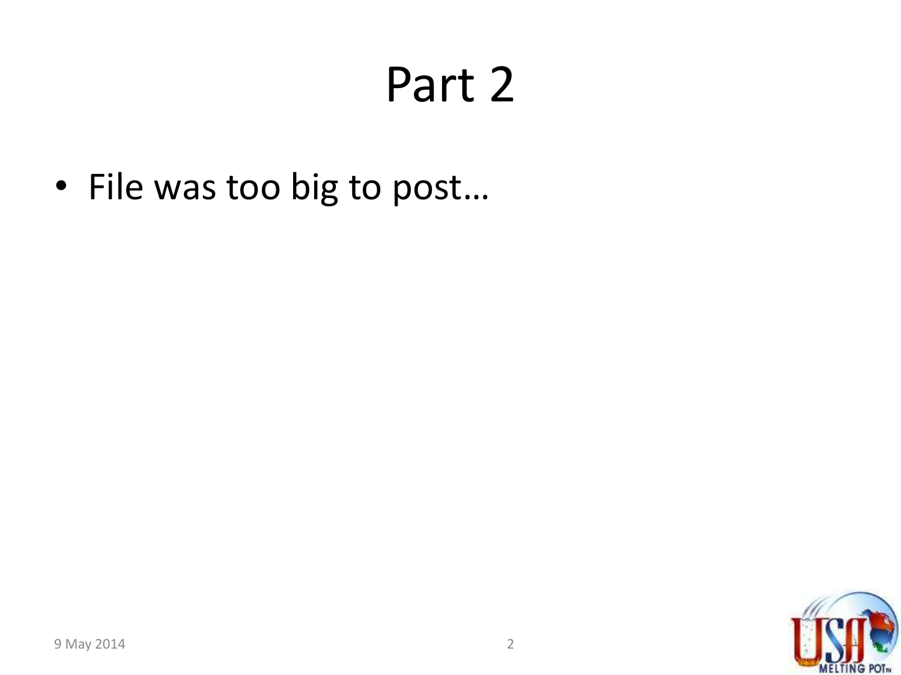# Part 2

- File was too big to post…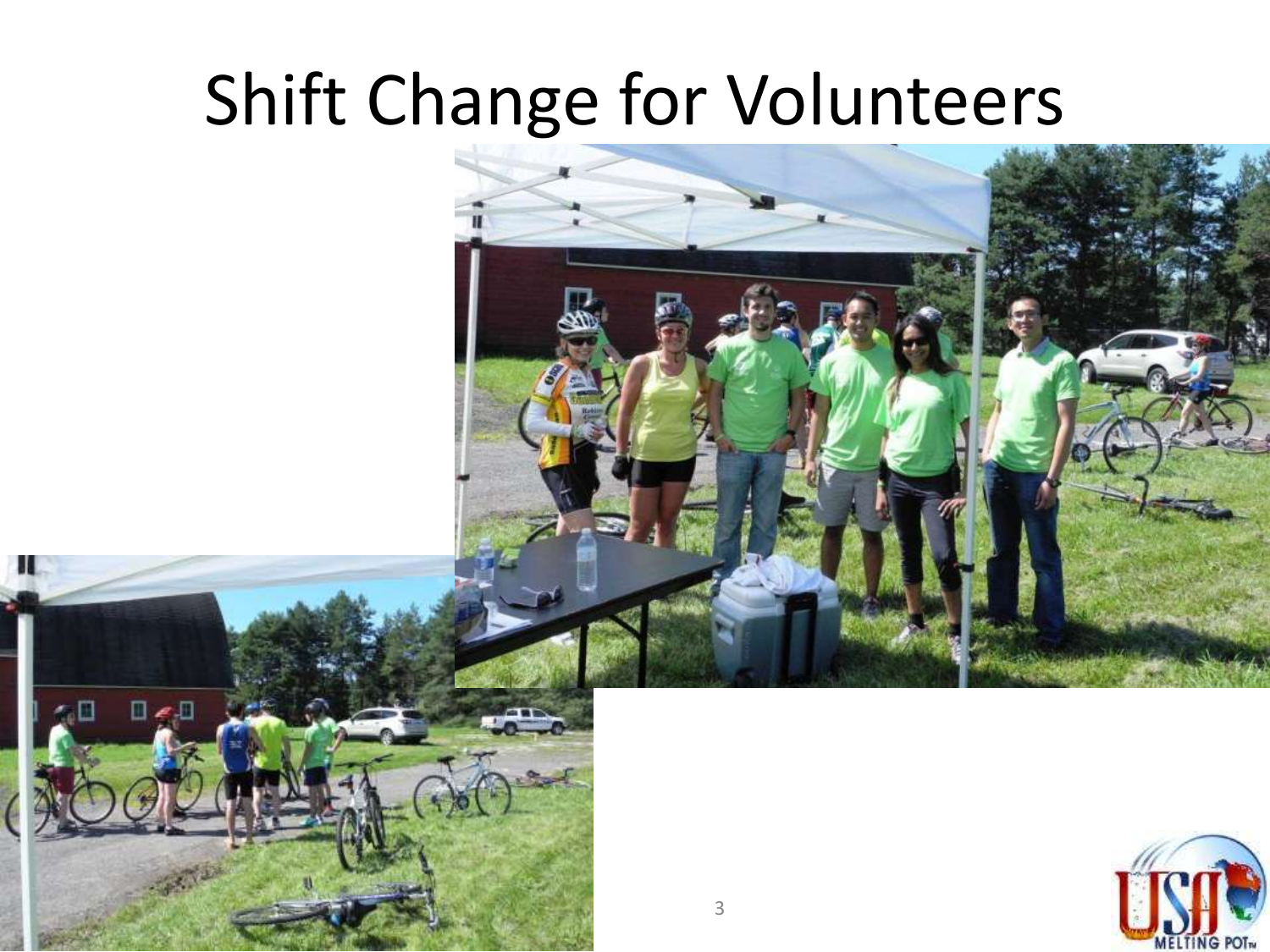# Shift Change for Volunteers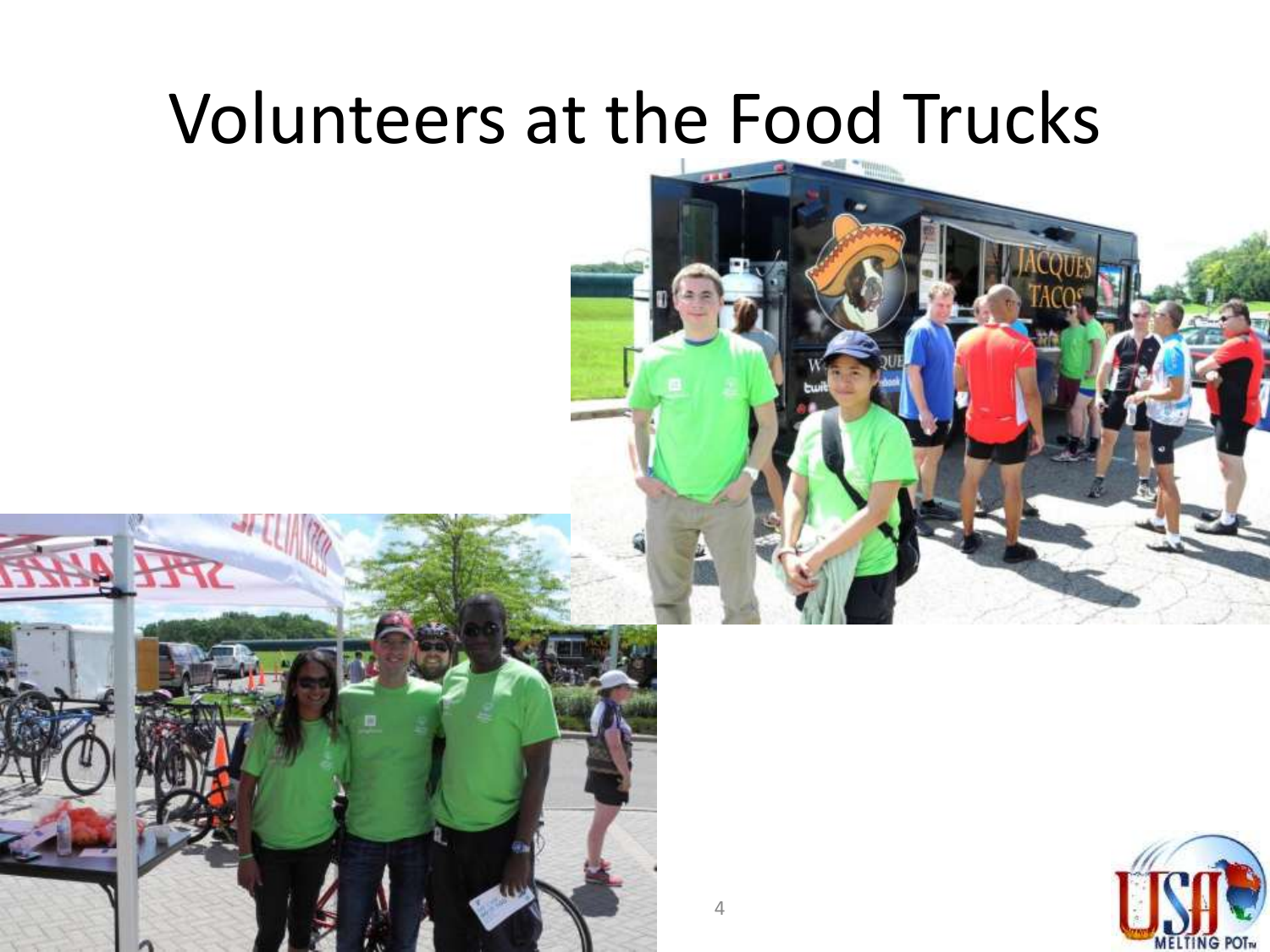# Volunteers at the Food Trucks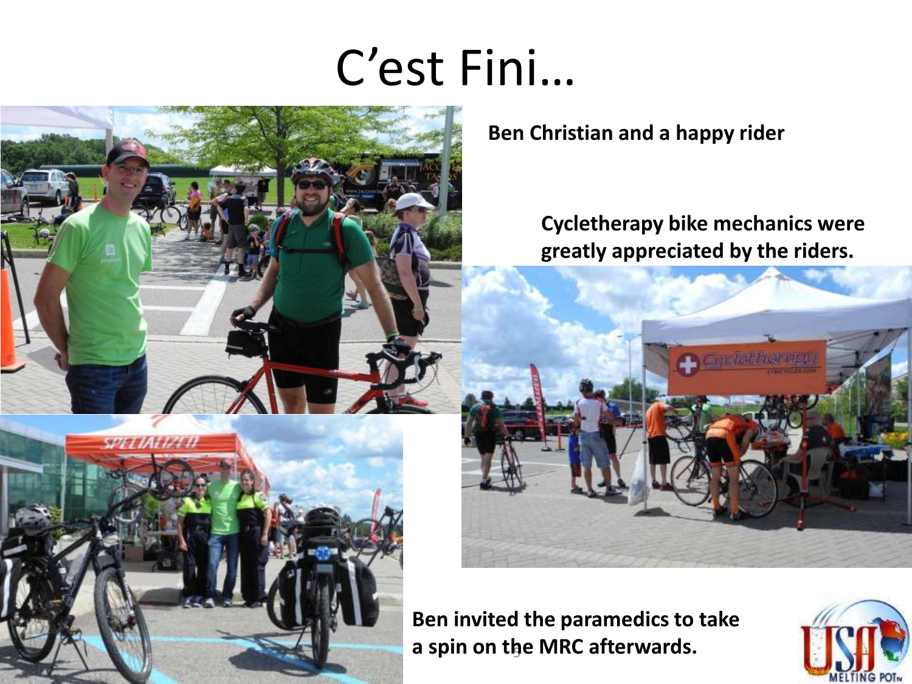# C'est Fini…

**Ben Christian and a happy rider**

**Cycletherapy bike mechanics were greatly appreciated by the riders.**

**Ben invited the paramedics to take a spin on the MRC afterwards.**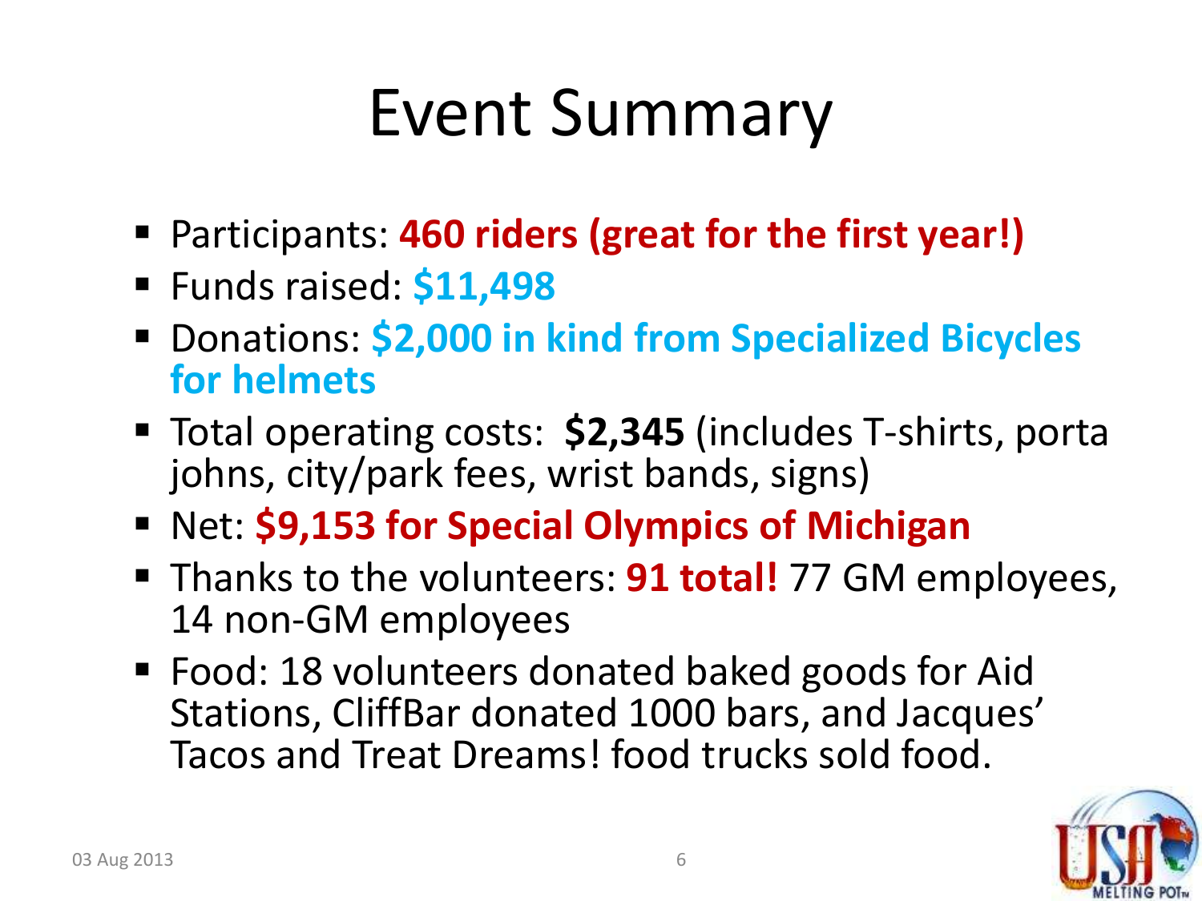# Event Summary

- Participants: **460 riders (great for the first year!)**
- Funds raised: **$11,498**
- Donations: **$2,000 in kind from Specialized Bicycles for helmets**
- Total operating costs: **$2,345** (includes T-shirts, porta johns, city/park fees, wrist bands, signs)
- Net: **$9,153 for Special Olympics of Michigan**
- Thanks to the volunteers: **91 total!** 77 GM employees, 14 non-GM employees
- Food: 18 volunteers donated baked goods for Aid Stations, CliffBar donated 1000 bars, and Jacques' Tacos and Treat Dreams! food trucks sold food.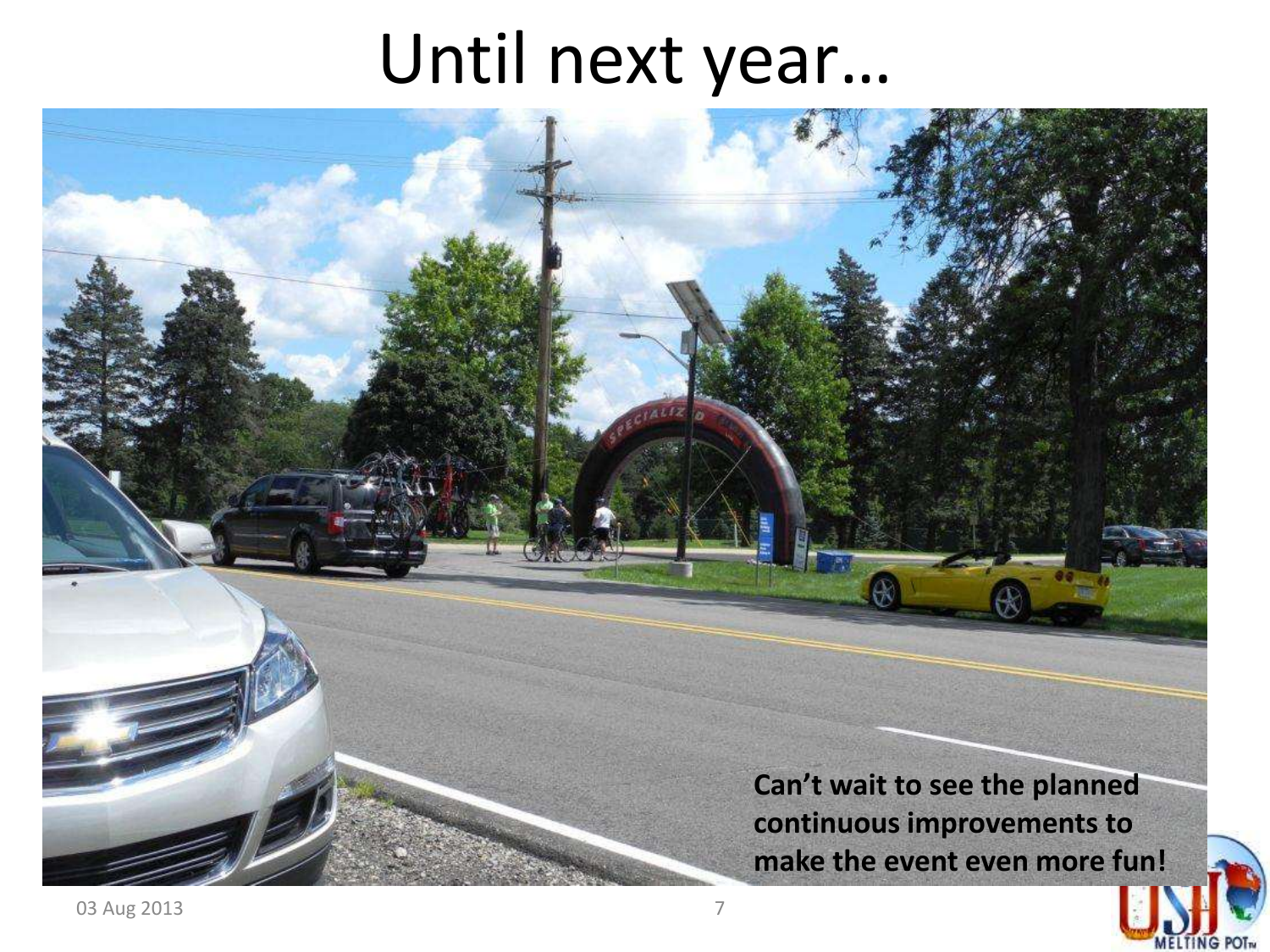# Until next year…

**Can't wait to see the planned continuous improvements to make the event even more fun!**

03 Aug 2013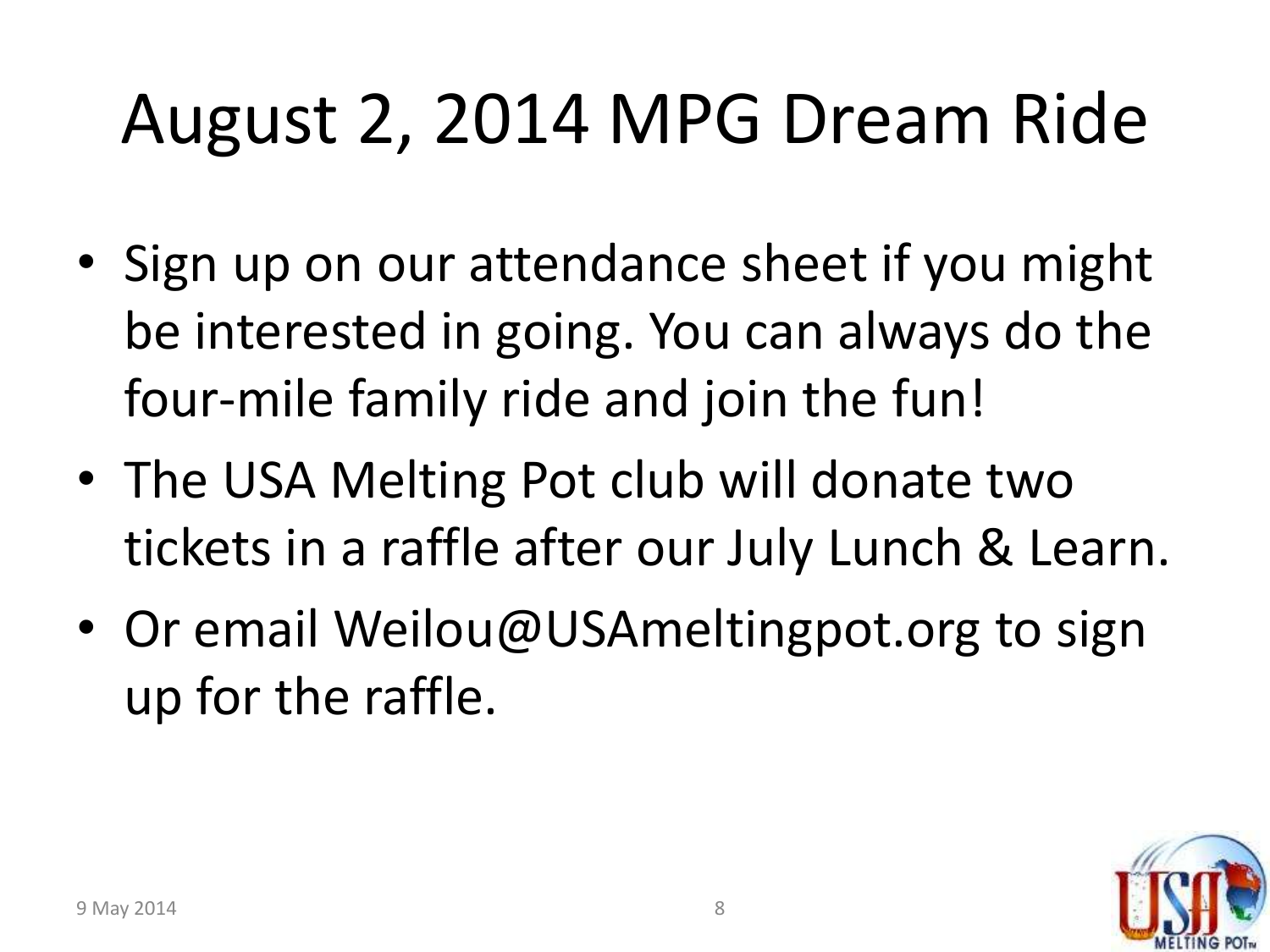# August 2, 2014 MPG Dream Ride

- Sign up on our attendance sheet if you might be interested in going. You can always do the four-mile family ride and join the fun!
- The USA Melting Pot club will donate two tickets in a raffle after our July Lunch & Learn.
- Or email Weilou@USAmeltingpot.org to sign up for the raffle.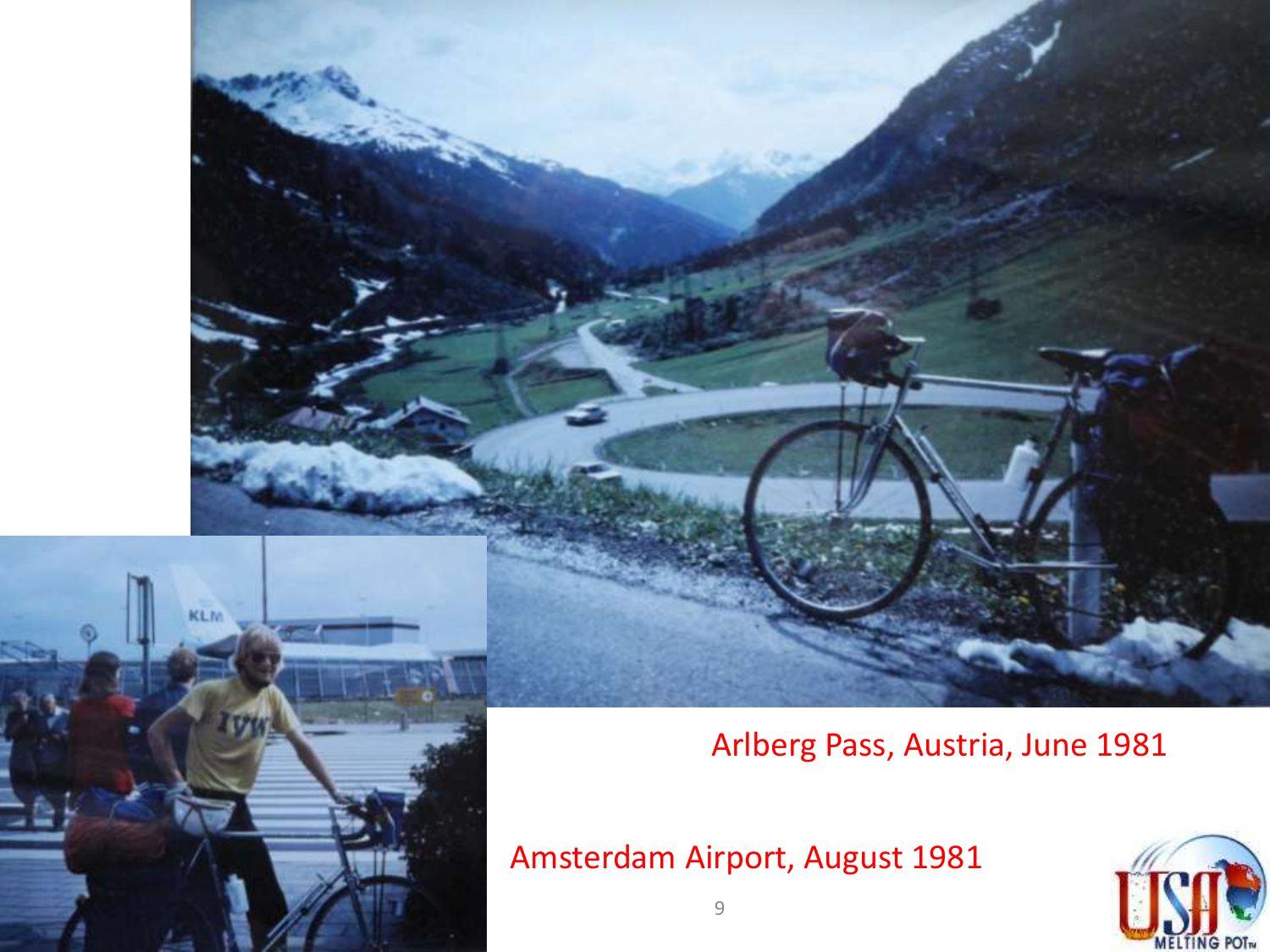Arlberg Pass, Austria, June 1981

Amsterdam Airport, August 1981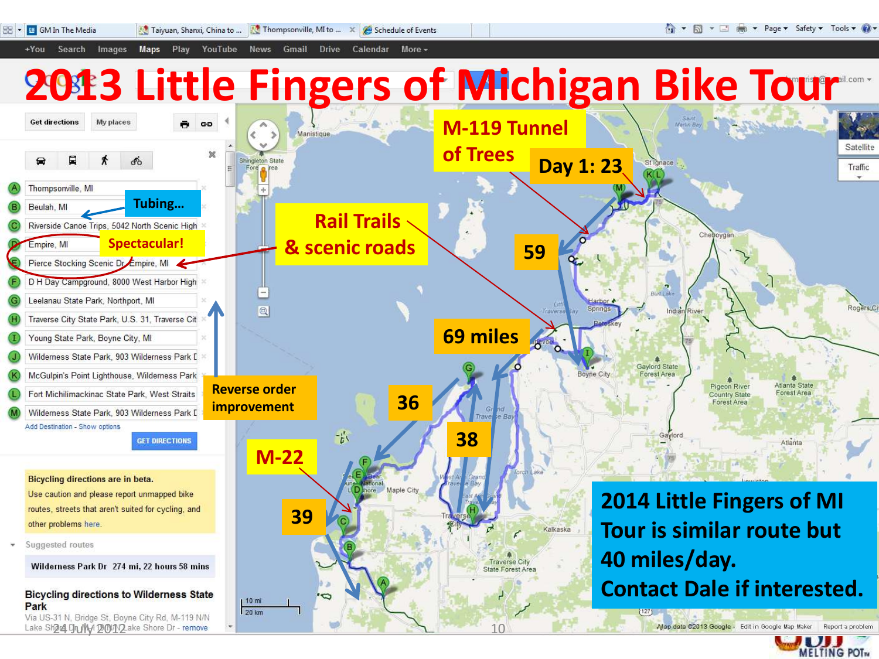# 2013 Little Fingers of Michigan Bike Tour

M-119 Tunnel of Trees

Day 1: 23

59

Rail Trails & scenic roads

69 miles

36

38

Reverse order improvement

M-22

39

Tubing…

Spectacular!

A Thompsonville, MI
B Beulah, MI
C Riverside Canoe Trips, 5042 North Scenic High
D Empire, MI
E Pierce Stocking Scenic Dr, Empire, MI
F D H Day Campground, 8000 West Harbor High
G Leelanau State Park, Northport, MI
H Traverse City State Park, U.S. 31, Traverse Cit
I Young State Park, Boyne City, MI
J Wilderness State Park, 903 Wilderness Park D
K McGulpin's Point Lighthouse, Wilderness Park
L Fort Michilimackinac State Park, West Straits
M Wilderness State Park, 903 Wilderness Park D

Bicycling directions are in beta.
Use caution and please report unmapped bike routes, streets that aren't suited for cycling, and other problems here.

Suggested routes

Wilderness Park Dr 274 mi, 22 hours 58 mins

Bicycling directions to Wilderness State Park

Via US-31 N, Bridge St, Boyne City Rd, M-119 N/N Lake Shore Dr - remove

**2014 Little Fingers of MI Tour is similar route but 40 miles/day. Contact Dale if interested.**

24 July 2012